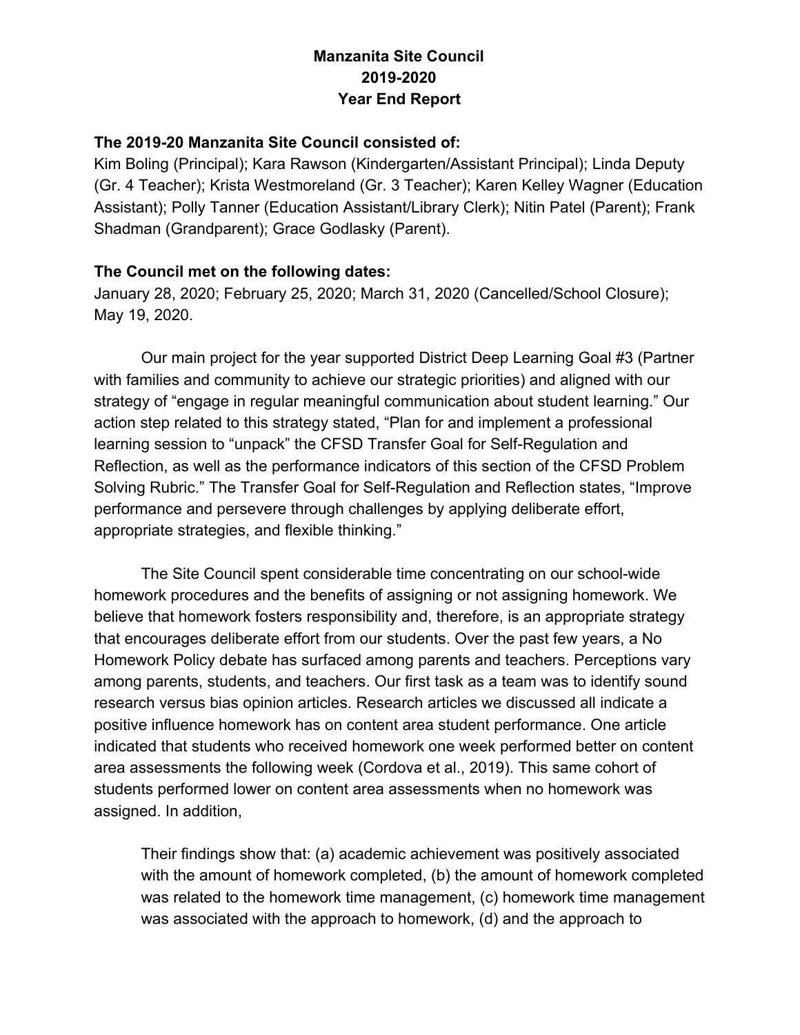# Manzanita Site Council
# 2019-2020
# Year End Report

**The 2019-20 Manzanita Site Council consisted of:**
Kim Boling (Principal); Kara Rawson (Kindergarten/Assistant Principal); Linda Deputy (Gr. 4 Teacher); Krista Westmoreland (Gr. 3 Teacher); Karen Kelley Wagner (Education Assistant); Polly Tanner (Education Assistant/Library Clerk); Nitin Patel (Parent); Frank Shadman (Grandparent); Grace Godlasky (Parent).

**The Council met on the following dates:**
January 28, 2020; February 25, 2020; March 31, 2020 (Cancelled/School Closure); May 19, 2020.

Our main project for the year supported District Deep Learning Goal #3 (Partner with families and community to achieve our strategic priorities) and aligned with our strategy of "engage in regular meaningful communication about student learning." Our action step related to this strategy stated, "Plan for and implement a professional learning session to "unpack" the CFSD Transfer Goal for Self-Regulation and Reflection, as well as the performance indicators of this section of the CFSD Problem Solving Rubric." The Transfer Goal for Self-Regulation and Reflection states, "Improve performance and persevere through challenges by applying deliberate effort, appropriate strategies, and flexible thinking."

The Site Council spent considerable time concentrating on our school-wide homework procedures and the benefits of assigning or not assigning homework. We believe that homework fosters responsibility and, therefore, is an appropriate strategy that encourages deliberate effort from our students. Over the past few years, a No Homework Policy debate has surfaced among parents and teachers. Perceptions vary among parents, students, and teachers. Our first task as a team was to identify sound research versus bias opinion articles. Research articles we discussed all indicate a positive influence homework has on content area student performance. One article indicated that students who received homework one week performed better on content area assessments the following week (Cordova et al., 2019). This same cohort of students performed lower on content area assessments when no homework was assigned. In addition,

> Their findings show that: (a) academic achievement was positively associated with the amount of homework completed, (b) the amount of homework completed was related to the homework time management, (c) homework time management was associated with the approach to homework, (d) and the approach to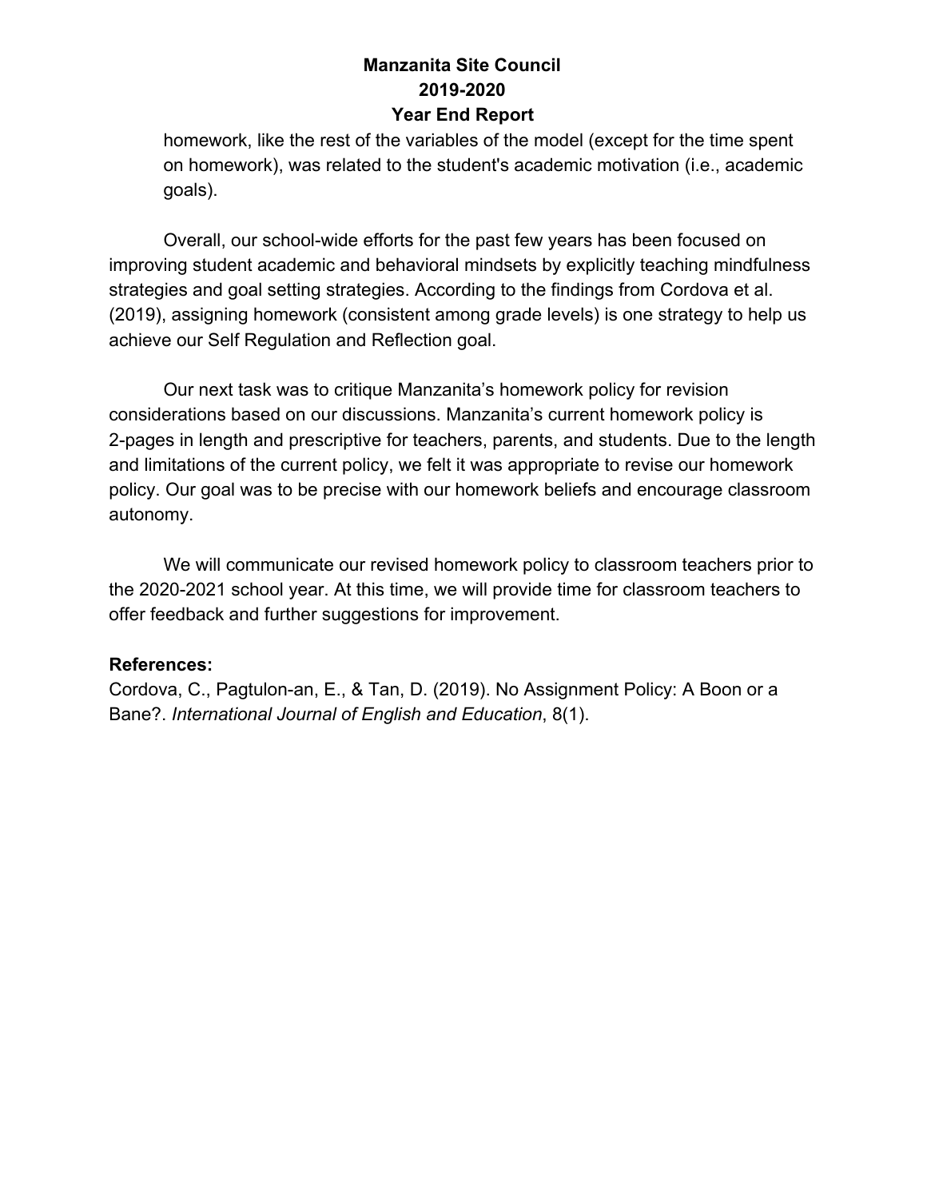homework, like the rest of the variables of the model (except for the time spent on homework), was related to the student's academic motivation (i.e., academic goals).

Overall, our school-wide efforts for the past few years has been focused on improving student academic and behavioral mindsets by explicitly teaching mindfulness strategies and goal setting strategies. According to the findings from Cordova et al. (2019), assigning homework (consistent among grade levels) is one strategy to help us achieve our Self Regulation and Reflection goal.

Our next task was to critique Manzanita's homework policy for revision considerations based on our discussions. Manzanita's current homework policy is 2-pages in length and prescriptive for teachers, parents, and students. Due to the length and limitations of the current policy, we felt it was appropriate to revise our homework policy. Our goal was to be precise with our homework beliefs and encourage classroom autonomy.

We will communicate our revised homework policy to classroom teachers prior to the 2020-2021 school year. At this time, we will provide time for classroom teachers to offer feedback and further suggestions for improvement.

**References:**

Cordova, C., Pagtulon-an, E., & Tan, D. (2019). No Assignment Policy: A Boon or a Bane?. *International Journal of English and Education*, 8(1).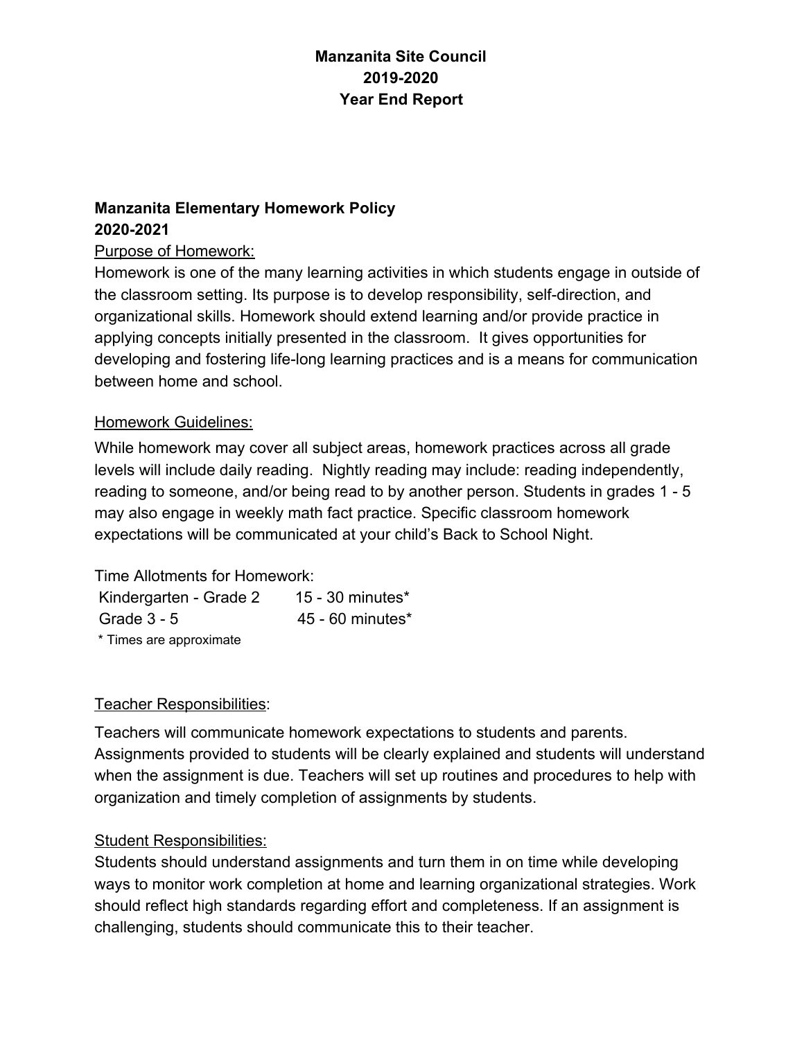**Manzanita Site Council**
**2019-2020**
**Year End Report**

## Manzanita Elementary Homework Policy 2020-2021

Purpose of Homework:

Homework is one of the many learning activities in which students engage in outside of the classroom setting. Its purpose is to develop responsibility, self-direction, and organizational skills. Homework should extend learning and/or provide practice in applying concepts initially presented in the classroom. It gives opportunities for developing and fostering life-long learning practices and is a means for communication between home and school.

Homework Guidelines:

While homework may cover all subject areas, homework practices across all grade levels will include daily reading. Nightly reading may include: reading independently, reading to someone, and/or being read to by another person. Students in grades 1 - 5 may also engage in weekly math fact practice. Specific classroom homework expectations will be communicated at your child's Back to School Night.

Time Allotments for Homework:

| | |
|---|---|
| Kindergarten - Grade 2 | 15 - 30 minutes* |
| Grade 3 - 5 | 45 - 60 minutes* |

\* Times are approximate

Teacher Responsibilities:

Teachers will communicate homework expectations to students and parents. Assignments provided to students will be clearly explained and students will understand when the assignment is due. Teachers will set up routines and procedures to help with organization and timely completion of assignments by students.

Student Responsibilities:

Students should understand assignments and turn them in on time while developing ways to monitor work completion at home and learning organizational strategies. Work should reflect high standards regarding effort and completeness. If an assignment is challenging, students should communicate this to their teacher.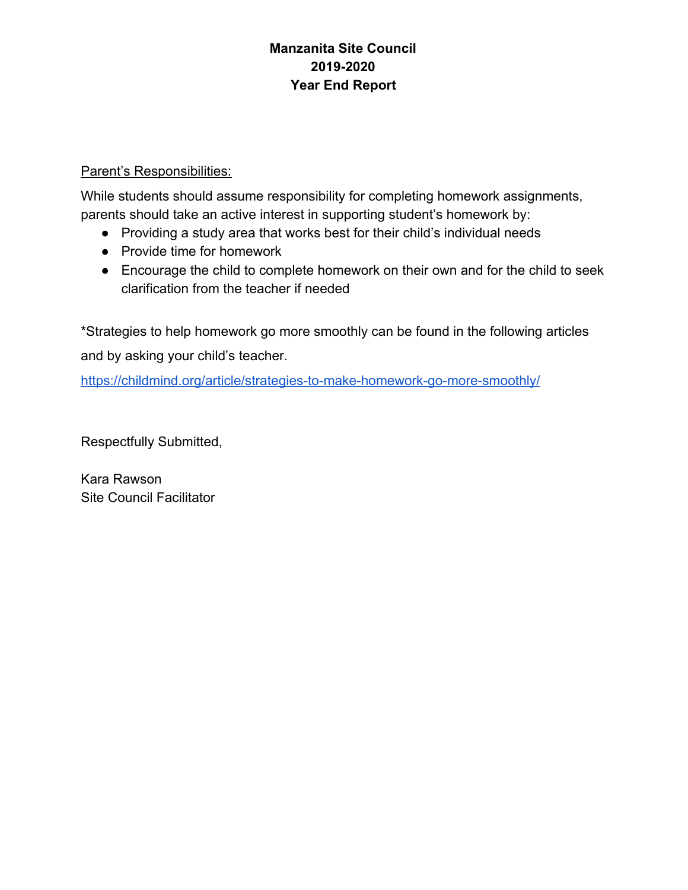**Manzanita Site Council**
**2019-2020**
**Year End Report**

<u>Parent's Responsibilities:</u>

While students should assume responsibility for completing homework assignments, parents should take an active interest in supporting student's homework by:

- Providing a study area that works best for their child's individual needs
- Provide time for homework
- Encourage the child to complete homework on their own and for the child to seek clarification from the teacher if needed

*Strategies to help homework go more smoothly can be found in the following articles and by asking your child's teacher.

[https://childmind.org/article/strategies-to-make-homework-go-more-smoothly/](https://childmind.org/article/strategies-to-make-homework-go-more-smoothly/)

Respectfully Submitted,

Kara Rawson
Site Council Facilitator